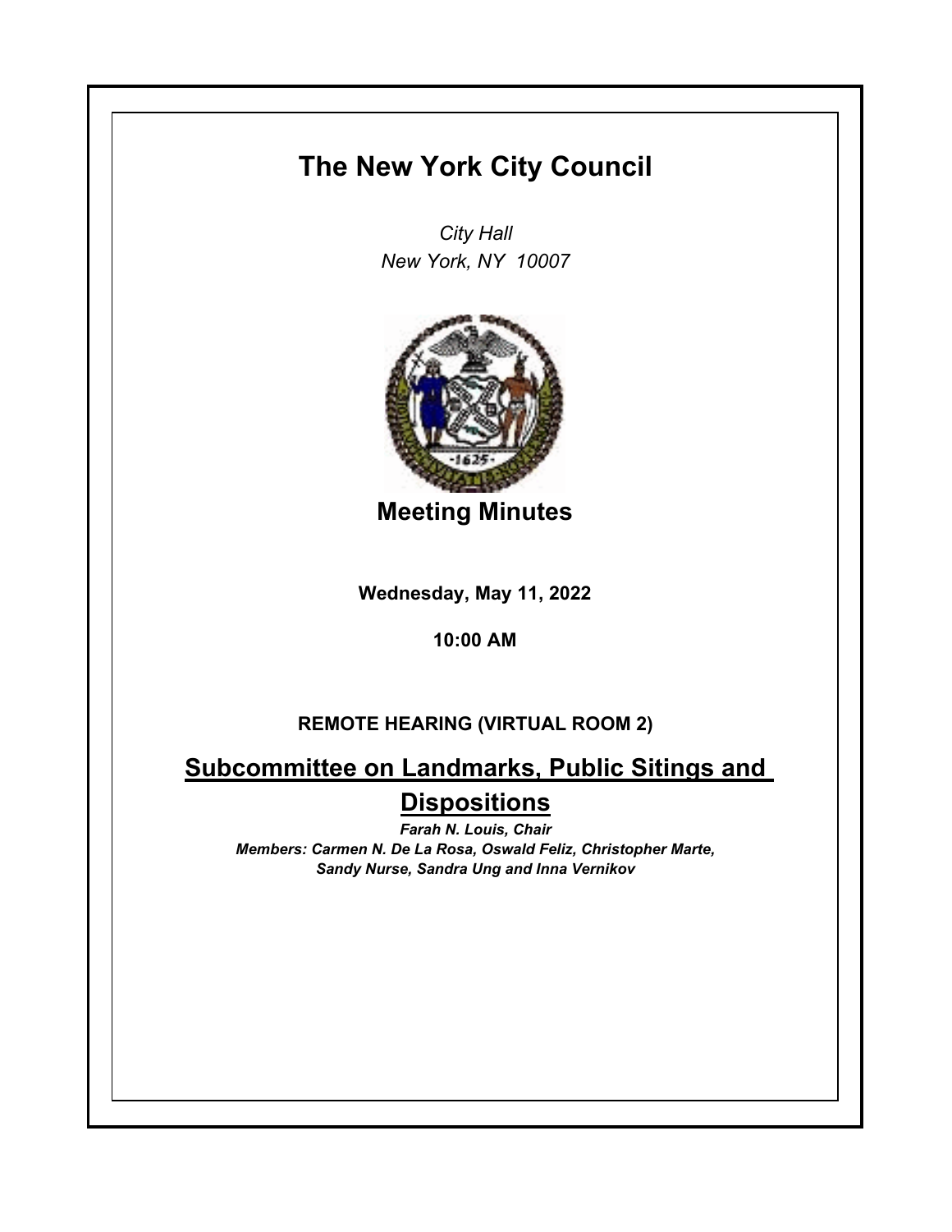# The New York City Council

*City Hall*
*New York, NY 10007*

## Meeting Minutes

**Wednesday, May 11, 2022**

**10:00 AM**

**REMOTE HEARING (VIRTUAL ROOM 2)**

## Subcommittee on Landmarks, Public Sitings and Dispositions

***Farah N. Louis, Chair***
***Members: Carmen N. De La Rosa, Oswald Feliz, Christopher Marte, Sandy Nurse, Sandra Ung and Inna Vernikov***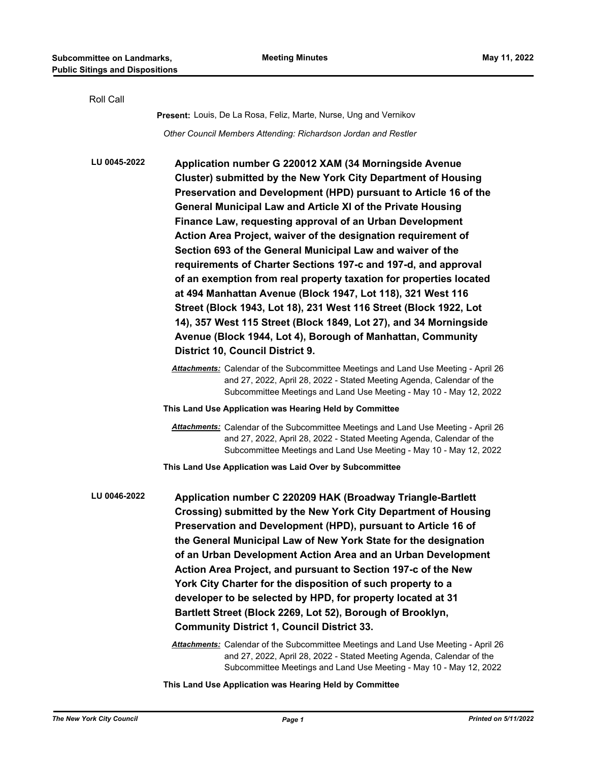Roll Call

**Present:** Louis, De La Rosa, Feliz, Marte, Nurse, Ung and Vernikov

*Other Council Members Attending: Richardson Jordan and Restler*

**LU 0045-2022** **Application number G 220012 XAM (34 Morningside Avenue Cluster) submitted by the New York City Department of Housing Preservation and Development (HPD) pursuant to Article 16 of the General Municipal Law and Article XI of the Private Housing Finance Law, requesting approval of an Urban Development Action Area Project, waiver of the designation requirement of Section 693 of the General Municipal Law and waiver of the requirements of Charter Sections 197-c and 197-d, and approval of an exemption from real property taxation for properties located at 494 Manhattan Avenue (Block 1947, Lot 118), 321 West 116 Street (Block 1943, Lot 18), 231 West 116 Street (Block 1922, Lot 14), 357 West 115 Street (Block 1849, Lot 27), and 34 Morningside Avenue (Block 1944, Lot 4), Borough of Manhattan, Community District 10, Council District 9.**

***Attachments:*** Calendar of the Subcommittee Meetings and Land Use Meeting - April 26 and 27, 2022, April 28, 2022 - Stated Meeting Agenda, Calendar of the Subcommittee Meetings and Land Use Meeting - May 10 - May 12, 2022

**This Land Use Application was Hearing Held by Committee**

***Attachments:*** Calendar of the Subcommittee Meetings and Land Use Meeting - April 26 and 27, 2022, April 28, 2022 - Stated Meeting Agenda, Calendar of the Subcommittee Meetings and Land Use Meeting - May 10 - May 12, 2022

**This Land Use Application was Laid Over by Subcommittee**

**LU 0046-2022** **Application number C 220209 HAK (Broadway Triangle-Bartlett Crossing) submitted by the New York City Department of Housing Preservation and Development (HPD), pursuant to Article 16 of the General Municipal Law of New York State for the designation of an Urban Development Action Area and an Urban Development Action Area Project, and pursuant to Section 197-c of the New York City Charter for the disposition of such property to a developer to be selected by HPD, for property located at 31 Bartlett Street (Block 2269, Lot 52), Borough of Brooklyn, Community District 1, Council District 33.**

***Attachments:*** Calendar of the Subcommittee Meetings and Land Use Meeting - April 26 and 27, 2022, April 28, 2022 - Stated Meeting Agenda, Calendar of the Subcommittee Meetings and Land Use Meeting - May 10 - May 12, 2022

**This Land Use Application was Hearing Held by Committee**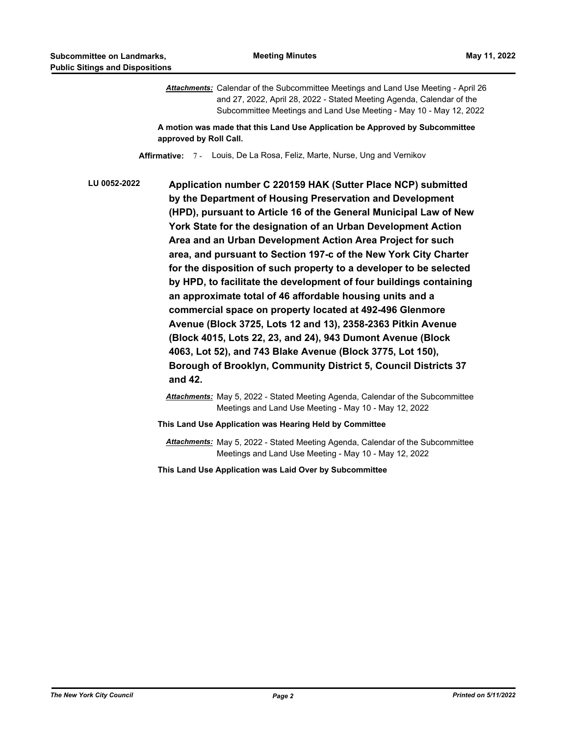*Attachments:* Calendar of the Subcommittee Meetings and Land Use Meeting - April 26 and 27, 2022, April 28, 2022 - Stated Meeting Agenda, Calendar of the Subcommittee Meetings and Land Use Meeting - May 10 - May 12, 2022

**A motion was made that this Land Use Application be Approved by Subcommittee approved by Roll Call.**

**Affirmative:** 7 - Louis, De La Rosa, Feliz, Marte, Nurse, Ung and Vernikov

**LU 0052-2022** **Application number C 220159 HAK (Sutter Place NCP) submitted by the Department of Housing Preservation and Development (HPD), pursuant to Article 16 of the General Municipal Law of New York State for the designation of an Urban Development Action Area and an Urban Development Action Area Project for such area, and pursuant to Section 197-c of the New York City Charter for the disposition of such property to a developer to be selected by HPD, to facilitate the development of four buildings containing an approximate total of 46 affordable housing units and a commercial space on property located at 492-496 Glenmore Avenue (Block 3725, Lots 12 and 13), 2358-2363 Pitkin Avenue (Block 4015, Lots 22, 23, and 24), 943 Dumont Avenue (Block 4063, Lot 52), and 743 Blake Avenue (Block 3775, Lot 150), Borough of Brooklyn, Community District 5, Council Districts 37 and 42.**

*Attachments:* May 5, 2022 - Stated Meeting Agenda, Calendar of the Subcommittee Meetings and Land Use Meeting - May 10 - May 12, 2022

**This Land Use Application was Hearing Held by Committee**

*Attachments:* May 5, 2022 - Stated Meeting Agenda, Calendar of the Subcommittee Meetings and Land Use Meeting - May 10 - May 12, 2022

**This Land Use Application was Laid Over by Subcommittee**